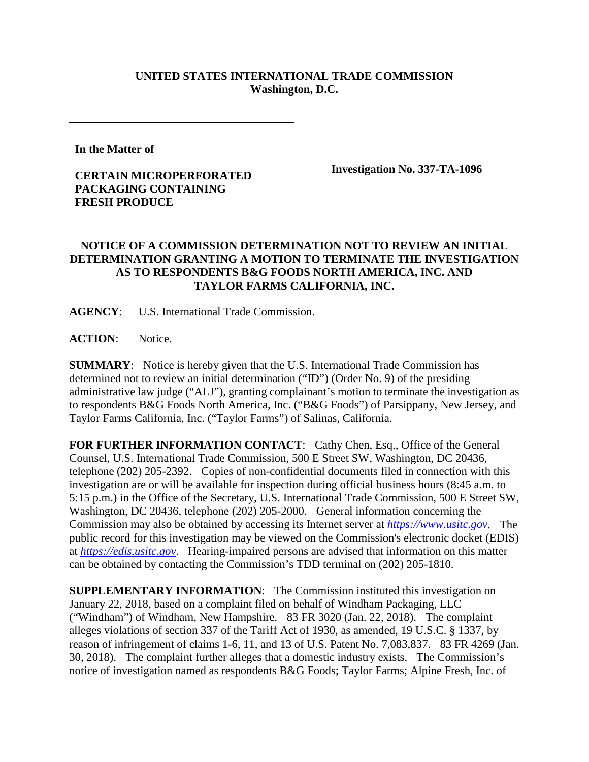**UNITED STATES INTERNATIONAL TRADE COMMISSION**
**Washington, D.C.**

| In the Matter of<br><br>**CERTAIN MICROPERFORATED PACKAGING CONTAINING FRESH PRODUCE** | **Investigation No. 337-TA-1096** |
|---|---|

**NOTICE OF A COMMISSION DETERMINATION NOT TO REVIEW AN INITIAL DETERMINATION GRANTING A MOTION TO TERMINATE THE INVESTIGATION AS TO RESPONDENTS B&G FOODS NORTH AMERICA, INC. AND TAYLOR FARMS CALIFORNIA, INC.**

**AGENCY**: U.S. International Trade Commission.

**ACTION**: Notice.

**SUMMARY**: Notice is hereby given that the U.S. International Trade Commission has determined not to review an initial determination ("ID") (Order No. 9) of the presiding administrative law judge ("ALJ"), granting complainant's motion to terminate the investigation as to respondents B&G Foods North America, Inc. ("B&G Foods") of Parsippany, New Jersey, and Taylor Farms California, Inc. ("Taylor Farms") of Salinas, California.

**FOR FURTHER INFORMATION CONTACT**: Cathy Chen, Esq., Office of the General Counsel, U.S. International Trade Commission, 500 E Street SW, Washington, DC 20436, telephone (202) 205-2392. Copies of non-confidential documents filed in connection with this investigation are or will be available for inspection during official business hours (8:45 a.m. to 5:15 p.m.) in the Office of the Secretary, U.S. International Trade Commission, 500 E Street SW, Washington, DC 20436, telephone (202) 205-2000. General information concerning the Commission may also be obtained by accessing its Internet server at *https://www.usitc.gov*. The public record for this investigation may be viewed on the Commission's electronic docket (EDIS) at *https://edis.usitc.gov*. Hearing-impaired persons are advised that information on this matter can be obtained by contacting the Commission's TDD terminal on (202) 205-1810.

**SUPPLEMENTARY INFORMATION**: The Commission instituted this investigation on January 22, 2018, based on a complaint filed on behalf of Windham Packaging, LLC ("Windham") of Windham, New Hampshire. 83 FR 3020 (Jan. 22, 2018). The complaint alleges violations of section 337 of the Tariff Act of 1930, as amended, 19 U.S.C. § 1337, by reason of infringement of claims 1-6, 11, and 13 of U.S. Patent No. 7,083,837. 83 FR 4269 (Jan. 30, 2018). The complaint further alleges that a domestic industry exists. The Commission's notice of investigation named as respondents B&G Foods; Taylor Farms; Alpine Fresh, Inc. of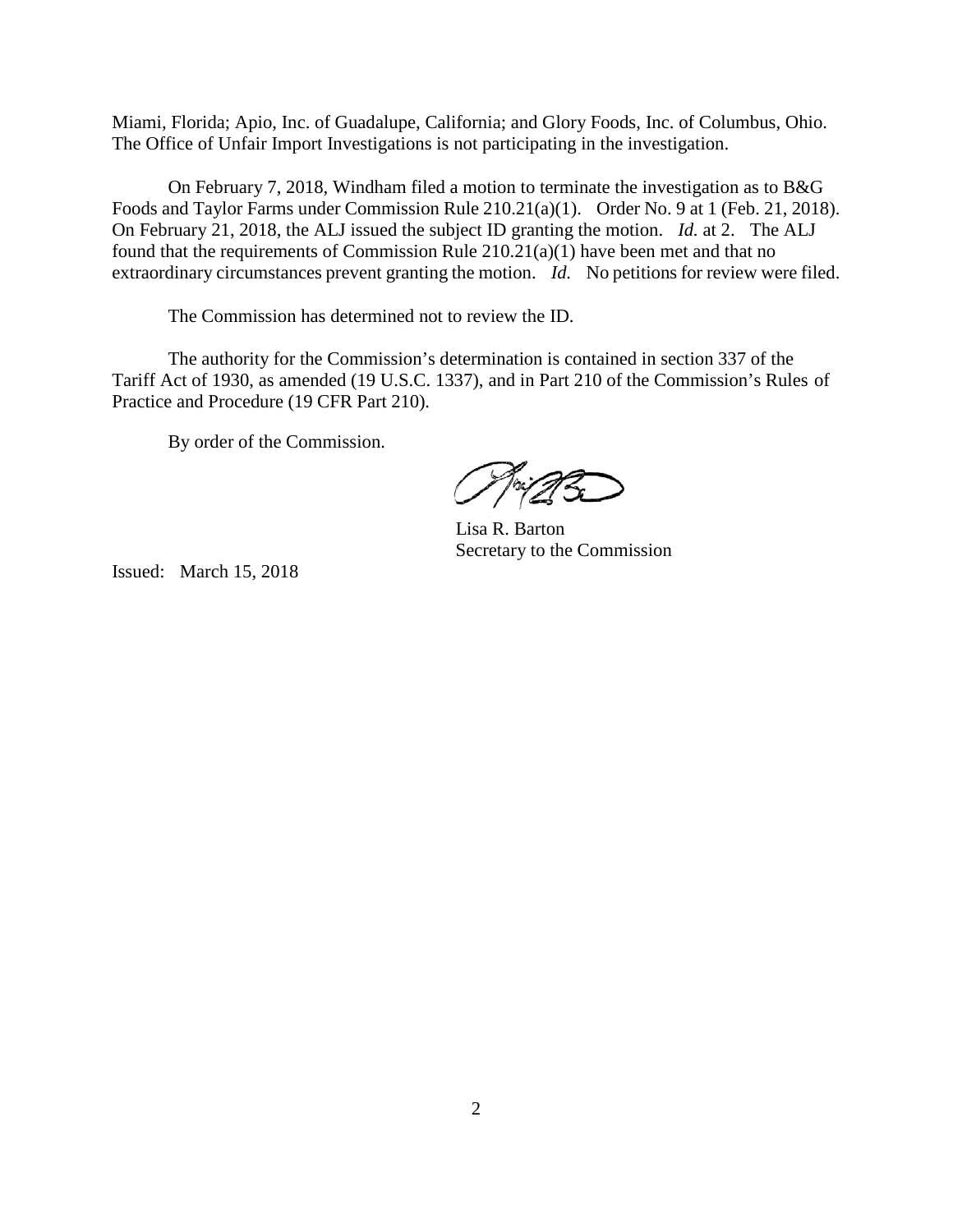Miami, Florida; Apio, Inc. of Guadalupe, California; and Glory Foods, Inc. of Columbus, Ohio. The Office of Unfair Import Investigations is not participating in the investigation.

On February 7, 2018, Windham filed a motion to terminate the investigation as to B&G Foods and Taylor Farms under Commission Rule 210.21(a)(1). Order No. 9 at 1 (Feb. 21, 2018). On February 21, 2018, the ALJ issued the subject ID granting the motion. *Id.* at 2. The ALJ found that the requirements of Commission Rule 210.21(a)(1) have been met and that no extraordinary circumstances prevent granting the motion. *Id.* No petitions for review were filed.

The Commission has determined not to review the ID.

The authority for the Commission's determination is contained in section 337 of the Tariff Act of 1930, as amended (19 U.S.C. 1337), and in Part 210 of the Commission's Rules of Practice and Procedure (19 CFR Part 210).

By order of the Commission.

Lisa R. Barton
Secretary to the Commission

Issued: March 15, 2018